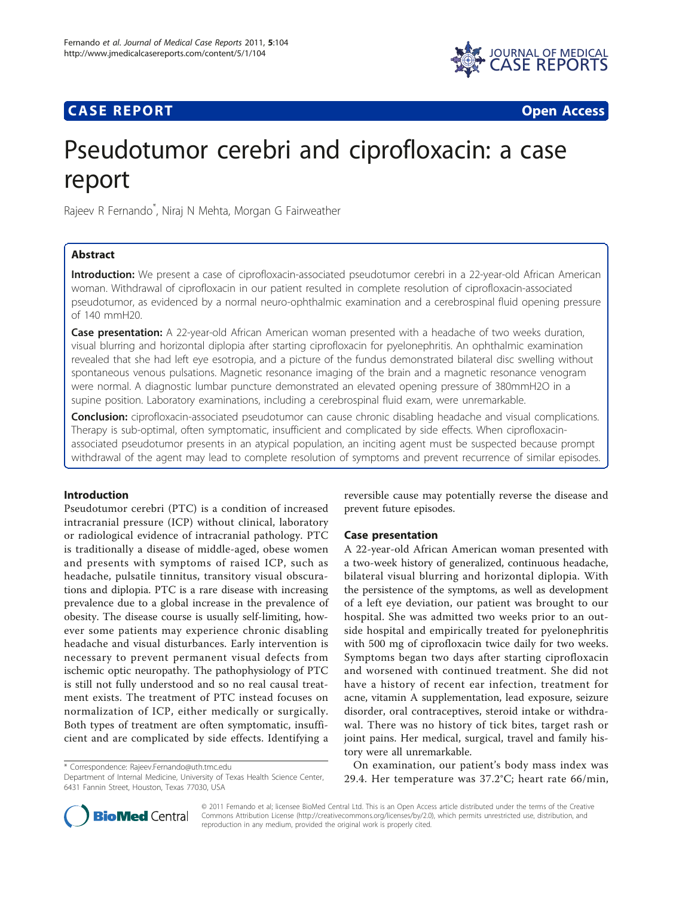**CASE REPORT** **Open Access**

# Pseudotumor cerebri and ciprofloxacin: a case report

Rajeev R Fernando*, Niraj N Mehta, Morgan G Fairweather

## Abstract

**Introduction:** We present a case of ciprofloxacin-associated pseudotumor cerebri in a 22-year-old African American woman. Withdrawal of ciprofloxacin in our patient resulted in complete resolution of ciprofloxacin-associated pseudotumor, as evidenced by a normal neuro-ophthalmic examination and a cerebrospinal fluid opening pressure of 140 mmH20.

**Case presentation:** A 22-year-old African American woman presented with a headache of two weeks duration, visual blurring and horizontal diplopia after starting ciprofloxacin for pyelonephritis. An ophthalmic examination revealed that she had left eye esotropia, and a picture of the fundus demonstrated bilateral disc swelling without spontaneous venous pulsations. Magnetic resonance imaging of the brain and a magnetic resonance venogram were normal. A diagnostic lumbar puncture demonstrated an elevated opening pressure of 380mmH2O in a supine position. Laboratory examinations, including a cerebrospinal fluid exam, were unremarkable.

**Conclusion:** ciprofloxacin-associated pseudotumor can cause chronic disabling headache and visual complications. Therapy is sub-optimal, often symptomatic, insufficient and complicated by side effects. When ciprofloxacin-associated pseudotumor presents in an atypical population, an inciting agent must be suspected because prompt withdrawal of the agent may lead to complete resolution of symptoms and prevent recurrence of similar episodes.

## Introduction

Pseudotumor cerebri (PTC) is a condition of increased intracranial pressure (ICP) without clinical, laboratory or radiological evidence of intracranial pathology. PTC is traditionally a disease of middle-aged, obese women and presents with symptoms of raised ICP, such as headache, pulsatile tinnitus, transitory visual obscurations and diplopia. PTC is a rare disease with increasing prevalence due to a global increase in the prevalence of obesity. The disease course is usually self-limiting, however some patients may experience chronic disabling headache and visual disturbances. Early intervention is necessary to prevent permanent visual defects from ischemic optic neuropathy. The pathophysiology of PTC is still not fully understood and so no real causal treatment exists. The treatment of PTC instead focuses on normalization of ICP, either medically or surgically. Both types of treatment are often symptomatic, insufficient and are complicated by side effects. Identifying a reversible cause may potentially reverse the disease and prevent future episodes.

## Case presentation

A 22-year-old African American woman presented with a two-week history of generalized, continuous headache, bilateral visual blurring and horizontal diplopia. With the persistence of the symptoms, as well as development of a left eye deviation, our patient was brought to our hospital. She was admitted two weeks prior to an outside hospital and empirically treated for pyelonephritis with 500 mg of ciprofloxacin twice daily for two weeks. Symptoms began two days after starting ciprofloxacin and worsened with continued treatment. She did not have a history of recent ear infection, treatment for acne, vitamin A supplementation, lead exposure, seizure disorder, oral contraceptives, steroid intake or withdrawal. There was no history of tick bites, target rash or joint pains. Her medical, surgical, travel and family history were all unremarkable.

On examination, our patient's body mass index was 29.4. Her temperature was 37.2°C; heart rate 66/min,

\* Correspondence: Rajeev.Fernando@uth.tmc.edu
Department of Internal Medicine, University of Texas Health Science Center, 6431 Fannin Street, Houston, Texas 77030, USA

© 2011 Fernando et al; licensee BioMed Central Ltd. This is an Open Access article distributed under the terms of the Creative Commons Attribution License (http://creativecommons.org/licenses/by/2.0), which permits unrestricted use, distribution, and reproduction in any medium, provided the original work is properly cited.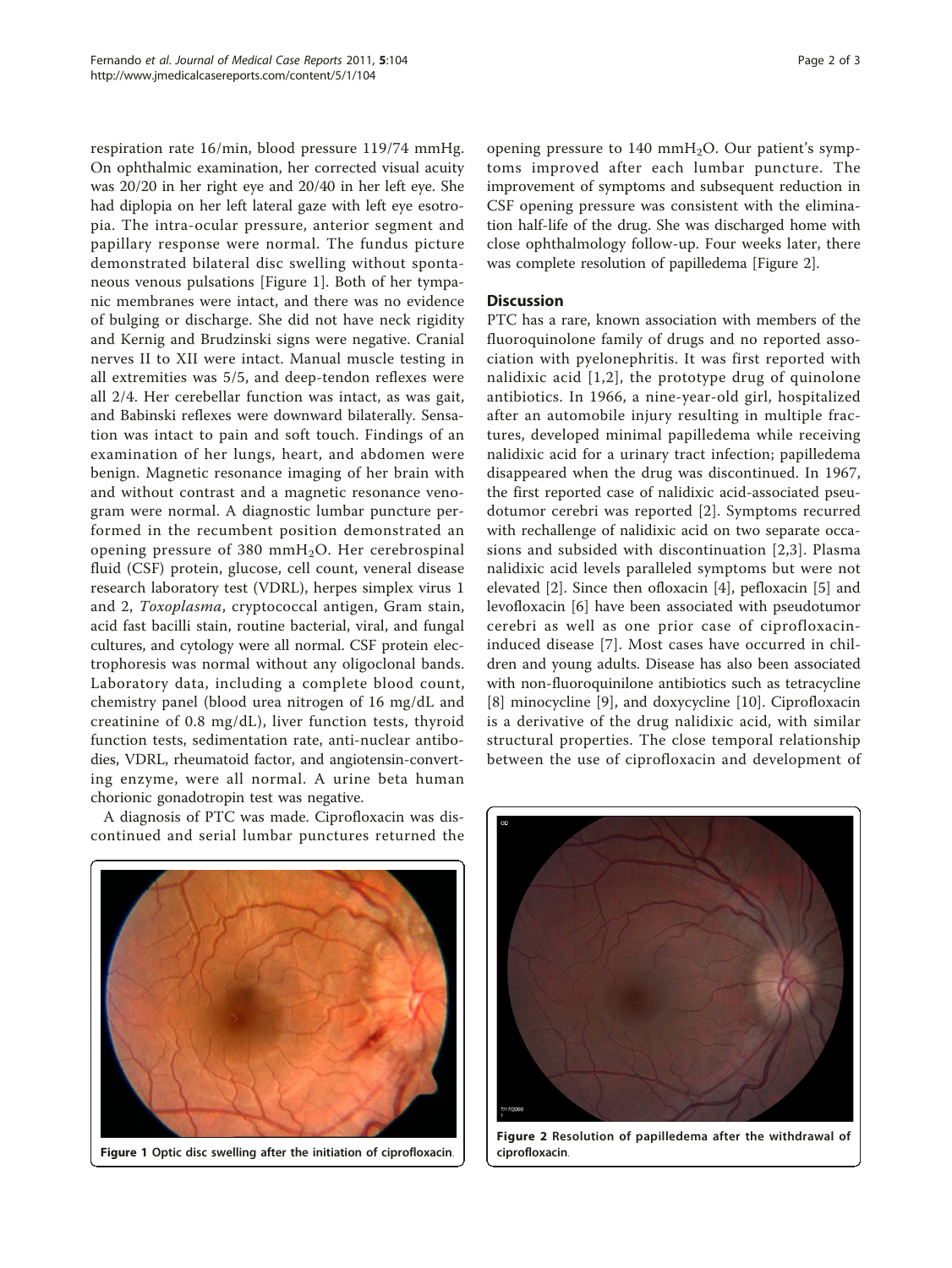respiration rate 16/min, blood pressure 119/74 mmHg. On ophthalmic examination, her corrected visual acuity was 20/20 in her right eye and 20/40 in her left eye. She had diplopia on her left lateral gaze with left eye esotropia. The intra-ocular pressure, anterior segment and papillary response were normal. The fundus picture demonstrated bilateral disc swelling without spontaneous venous pulsations [Figure 1]. Both of her tympanic membranes were intact, and there was no evidence of bulging or discharge. She did not have neck rigidity and Kernig and Brudzinski signs were negative. Cranial nerves II to XII were intact. Manual muscle testing in all extremities was 5/5, and deep-tendon reflexes were all 2/4. Her cerebellar function was intact, as was gait, and Babinski reflexes were downward bilaterally. Sensation was intact to pain and soft touch. Findings of an examination of her lungs, heart, and abdomen were benign. Magnetic resonance imaging of her brain with and without contrast and a magnetic resonance venogram were normal. A diagnostic lumbar puncture performed in the recumbent position demonstrated an opening pressure of 380 $mmH_2O$. Her cerebrospinal fluid (CSF) protein, glucose, cell count, veneral disease research laboratory test (VDRL), herpes simplex virus 1 and 2, *Toxoplasma*, cryptococcal antigen, Gram stain, acid fast bacilli stain, routine bacterial, viral, and fungal cultures, and cytology were all normal. CSF protein electrophoresis was normal without any oligoclonal bands. Laboratory data, including a complete blood count, chemistry panel (blood urea nitrogen of 16 mg/dL and creatinine of 0.8 mg/dL), liver function tests, thyroid function tests, sedimentation rate, anti-nuclear antibodies, VDRL, rheumatoid factor, and angiotensin-converting enzyme, were all normal. A urine beta human chorionic gonadotropin test was negative.

A diagnosis of PTC was made. Ciprofloxacin was discontinued and serial lumbar punctures returned the opening pressure to 140 $mmH_2O$. Our patient's symptoms improved after each lumbar puncture. The improvement of symptoms and subsequent reduction in CSF opening pressure was consistent with the elimination half-life of the drug. She was discharged home with close ophthalmology follow-up. Four weeks later, there was complete resolution of papilledema [Figure 2].

## Discussion

PTC has a rare, known association with members of the fluoroquinolone family of drugs and no reported association with pyelonephritis. It was first reported with nalidixic acid [1,2], the prototype drug of quinolone antibiotics. In 1966, a nine-year-old girl, hospitalized after an automobile injury resulting in multiple fractures, developed minimal papilledema while receiving nalidixic acid for a urinary tract infection; papilledema disappeared when the drug was discontinued. In 1967, the first reported case of nalidixic acid-associated pseudotumor cerebri was reported [2]. Symptoms recurred with rechallenge of nalidixic acid on two separate occasions and subsided with discontinuation [2,3]. Plasma nalidixic acid levels paralleled symptoms but were not elevated [2]. Since then ofloxacin [4], pefloxacin [5] and levofloxacin [6] have been associated with pseudotumor cerebri as well as one prior case of ciprofloxacin-induced disease [7]. Most cases have occurred in children and young adults. Disease has also been associated with non-fluoroquinilone antibiotics such as tetracycline [8] minocycline [9], and doxycycline [10]. Ciprofloxacin is a derivative of the drug nalidixic acid, with similar structural properties. The close temporal relationship between the use of ciprofloxacin and development of

**Figure 1** Optic disc swelling after the initiation of ciprofloxacin.

**Figure 2** Resolution of papilledema after the withdrawal of ciprofloxacin.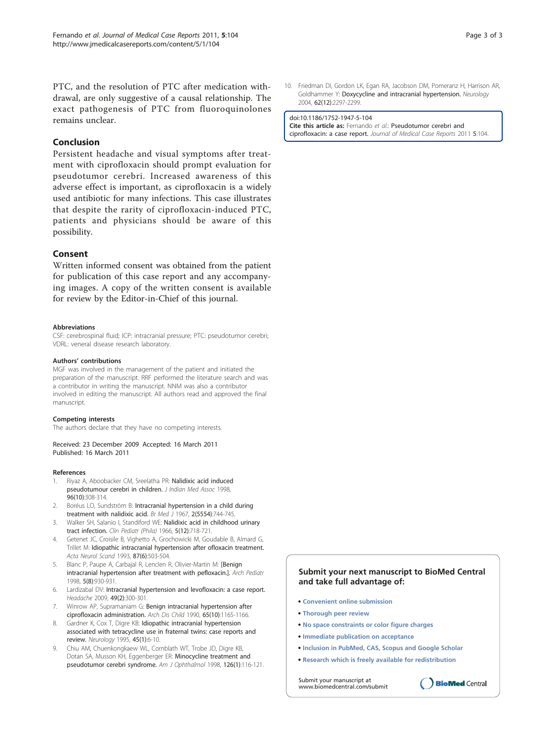PTC, and the resolution of PTC after medication withdrawal, are only suggestive of a causal relationship. The exact pathogenesis of PTC from fluoroquinolones remains unclear.

## Conclusion

Persistent headache and visual symptoms after treatment with ciprofloxacin should prompt evaluation for pseudotumor cerebri. Increased awareness of this adverse effect is important, as ciprofloxacin is a widely used antibiotic for many infections. This case illustrates that despite the rarity of ciprofloxacin-induced PTC, patients and physicians should be aware of this possibility.

## Consent

Written informed consent was obtained from the patient for publication of this case report and any accompanying images. A copy of the written consent is available for review by the Editor-in-Chief of this journal.

#### Abbreviations

CSF: cerebrospinal fluid; ICP: intracranial pressure; PTC: pseudotumor cerebri; VDRL: veneral disease research laboratory.

#### Authors' contributions

MGF was involved in the management of the patient and initiated the preparation of the manuscript. RRF performed the literature search and was a contributor in writing the manuscript. NNM was also a contributor involved in editing the manuscript. All authors read and approved the final manuscript.

#### Competing interests

The authors declare that they have no competing interests.

Received: 23 December 2009 Accepted: 16 March 2011
Published: 16 March 2011

#### References

1. Riyaz A, Aboobacker CM, Sreelatha PR: **Nalidixic acid induced pseudotumour cerebri in children.** *J Indian Med Assoc* 1998, **96(10)**:308-314.
2. Boréus LO, Sundström B: **Intracranial hypertension in a child during treatment with nalidixic acid.** *Br Med J* 1967, **2(5554)**:744-745.
3. Walker SH, Salanio I, Standiford WE: **Nalidixic acid in childhood urinary tract infection.** *Clin Pediatr (Phila)* 1966, **5(12)**:718-721.
4. Getenet JC, Croisile B, Vighetto A, Grochowicki M, Goudable B, Almard G, Trillet M: **Idiopathic intracranial hypertension after ofloxacin treatment.** *Acta Neurol Scand* 1993, **87(6)**:503-504.
5. Blanc P, Paupe A, Carbajal R, Lenclen R, Olivier-Martin M: **[Benign intracranial hypertension after treatment with pefloxacin.].** *Arch Pediatr* 1998, **5(8)**:930-931.
6. Lardizabal DV: **Intracranial hypertension and levofloxacin: a case report.** *Headache* 2009, **49(2)**:300-301.
7. Winrow AP, Supramaniam G: **Benign intracranial hypertension after ciprofloxacin administration.** *Arch Dis Child* 1990, **65(10)**:1165-1166.
8. Gardner K, Cox T, Digre KB: **Idiopathic intracranial hypertension associated with tetracycline use in fraternal twins: case reports and review.** *Neurology* 1995, **45(1)**:6-10.
9. Chiu AM, Chuenkongkaew WL, Cornblath WT, Trobe JD, Digre KB, Dotan SA, Musson KH, Eggenberger ER: **Minocycline treatment and pseudotumor cerebri syndrome.** *Am J Ophthalmol* 1998, **126(1)**:116-121.
10. Friedman DI, Gordon LK, Egan RA, Jacobson DM, Pomeranz H, Harrison AR, Goldhammer Y: **Doxycycline and intracranial hypertension.** *Neurology* 2004, **62(12)**:2297-2299.

doi:10.1186/1752-1947-5-104
**Cite this article as:** Fernando *et al.*: Pseudotumor cerebri and ciprofloxacin: a case report. *Journal of Medical Case Reports* 2011 **5**:104.

**Submit your next manuscript to BioMed Central and take full advantage of:**

- Convenient online submission
- Thorough peer review
- No space constraints or color figure charges
- Immediate publication on acceptance
- Inclusion in PubMed, CAS, Scopus and Google Scholar
- Research which is freely available for redistribution

Submit your manuscript at
www.biomedcentral.com/submit

BioMed Central